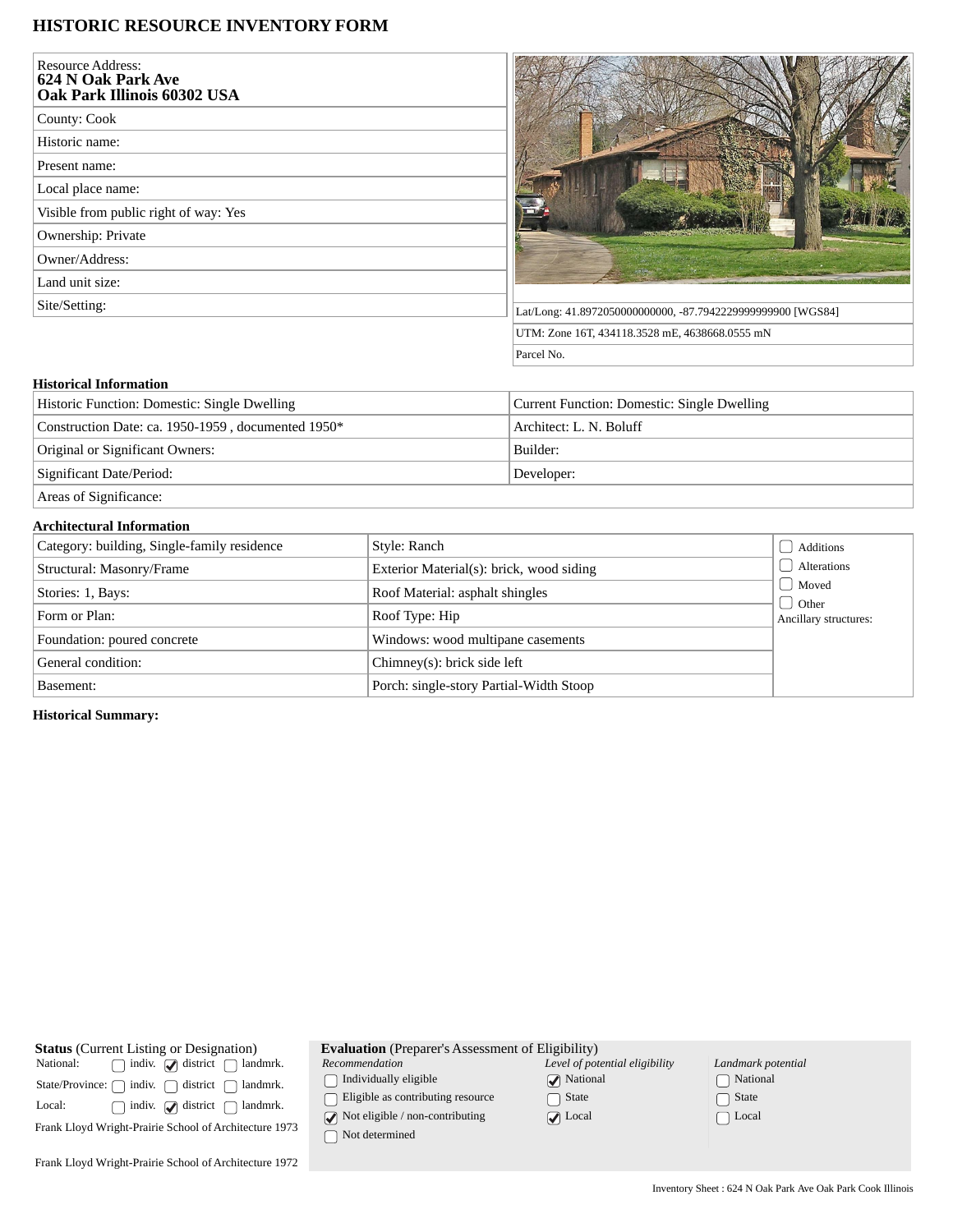# HISTORIC RESOURCE INVENTORY FORM

| | |
|---|---|
| Resource Address: **624 N Oak Park Ave Oak Park Illinois 60302 USA** | |
| County: Cook | |
| Historic name: | |
| Present name: | |
| Local place name: | |
| Visible from public right of way: Yes | |
| Ownership: Private | |
| Owner/Address: | |
| Land unit size: | |
| Site/Setting: | Lat/Long: 41.8972050000000000, -87.7942229999999900 [WGS84] |
| | UTM: Zone 16T, 434118.3528 mE, 4638668.0555 mN |
| | Parcel No. |

### Historical Information

| | |
|---|---|
| Historic Function: Domestic: Single Dwelling | Current Function: Domestic: Single Dwelling |
| Construction Date: ca. 1950-1959 , documented 1950* | Architect: L. N. Boluff |
| Original or Significant Owners: | Builder: |
| Significant Date/Period: | Developer: |
| Areas of Significance: | |

### Architectural Information

| | | |
|---|---|---|
| Category: building, Single-family residence | Style: Ranch | ☐ Additions |
| Structural: Masonry/Frame | Exterior Material(s): brick, wood siding | ☐ Alterations |
| Stories: 1, Bays: | Roof Material: asphalt shingles | ☐ Moved |
| Form or Plan: | Roof Type: Hip | ☐ Other |
| Foundation: poured concrete | Windows: wood multipane casements | Ancillary structures: |
| General condition: | Chimney(s): brick side left | |
| Basement: | Porch: single-story Partial-Width Stoop | |

**Historical Summary:**

**Status** (Current Listing or Designation)

| | indiv. | district | landmrk. |
|---|---|---|---|
| National: | ☐ | ☑ | ☐ |
| State/Province: | ☐ | ☐ | ☐ |
| Local: | ☐ | ☑ | ☐ |

Frank Lloyd Wright-Prairie School of Architecture 1973

Frank Lloyd Wright-Prairie School of Architecture 1972

**Evaluation** (Preparer's Assessment of Eligibility)

| *Recommendation* | *Level of potential eligibility* | *Landmark potential* |
|---|---|---|
| ☐ Individually eligible | ☑ National | ☐ National |
| ☐ Eligible as contributing resource | ☐ State | ☐ State |
| ☑ Not eligible / non-contributing | ☑ Local | ☐ Local |
| ☐ Not determined | | |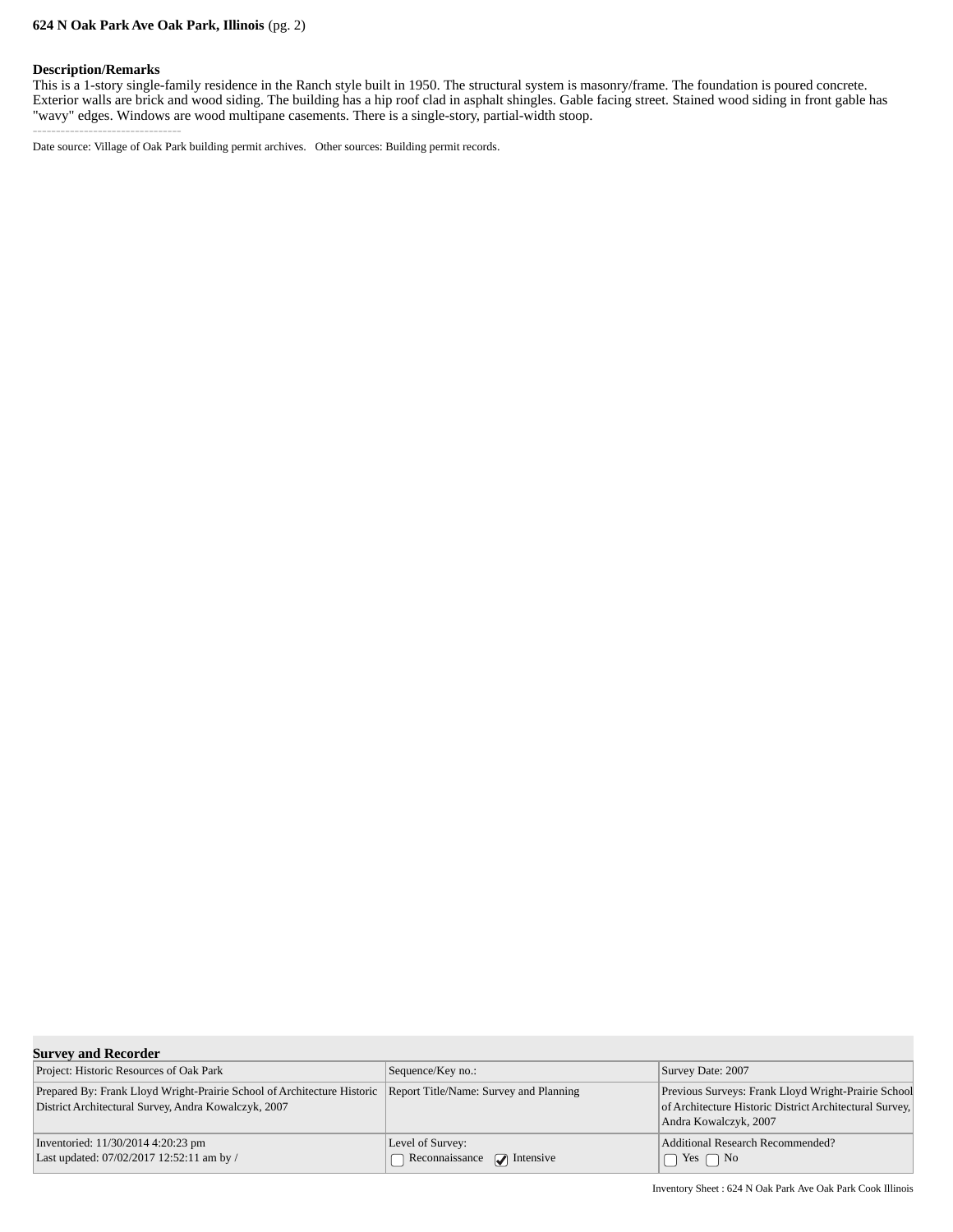**624 N Oak Park Ave Oak Park, Illinois** (pg. 2)

**Description/Remarks**

This is a 1-story single-family residence in the Ranch style built in 1950. The structural system is masonry/frame. The foundation is poured concrete. Exterior walls are brick and wood siding. The building has a hip roof clad in asphalt shingles. Gable facing street. Stained wood siding in front gable has "wavy" edges. Windows are wood multipane casements. There is a single-story, partial-width stoop.

---

Date source: Village of Oak Park building permit archives. Other sources: Building permit records.

**Survey and Recorder**

| | | |
|---|---|---|
| Project: Historic Resources of Oak Park | Sequence/Key no.: | Survey Date: 2007 |
| Prepared By: Frank Lloyd Wright-Prairie School of Architecture Historic District Architectural Survey, Andra Kowalczyk, 2007 | Report Title/Name: Survey and Planning | Previous Surveys: Frank Lloyd Wright-Prairie School of Architecture Historic District Architectural Survey, Andra Kowalczyk, 2007 |
| Inventoried: 11/30/2014 4:20:23 pm<br>Last updated: 07/02/2017 12:52:11 am by / | Level of Survey:<br>☐ Reconnaissance ☑ Intensive | Additional Research Recommended?<br>☐ Yes ☐ No |

Inventory Sheet : 624 N Oak Park Ave Oak Park Cook Illinois